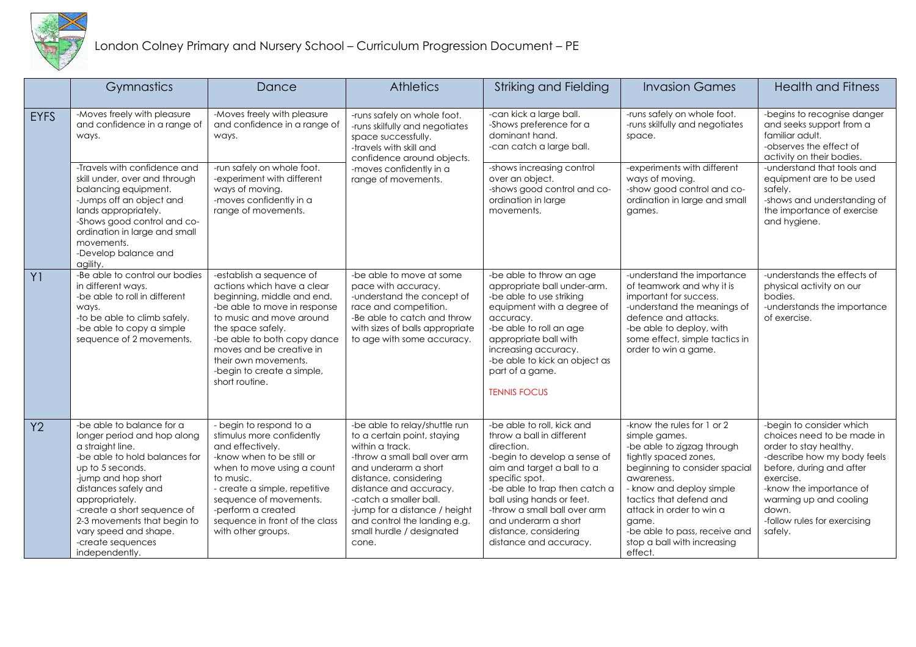# London Colney Primary and Nursery School – Curriculum Progression Document – PE

| | Gymnastics | Dance | Athletics | Striking and Fielding | Invasion Games | Health and Fitness |
|---|---|---|---|---|---|---|
| EYFS | -Moves freely with pleasure and confidence in a range of ways. | -Moves freely with pleasure and confidence in a range of ways. | -runs safely on whole foot.<br>-runs skilfully and negotiates space successfully.<br>-travels with skill and confidence around objects.<br>-moves confidently in a range of movements. | -can kick a large ball.<br>-Shows preference for a dominant hand.<br>-can catch a large ball. | -runs safely on whole foot.<br>-runs skilfully and negotiates space. | -begins to recognise danger and seeks support from a familiar adult.<br>-observes the effect of activity on their bodies. |
| | -Travels with confidence and skill under, over and through balancing equipment.<br>-Jumps off an object and lands appropriately.<br>-Shows good control and co-ordination in large and small movements.<br>-Develop balance and agility. | -run safely on whole foot.<br>-experiment with different ways of moving.<br>-moves confidently in a range of movements. | | -shows increasing control over an object.<br>-shows good control and co-ordination in large movements. | -experiments with different ways of moving.<br>-show good control and co-ordination in large and small games. | -understand that tools and equipment are to be used safely.<br>-shows and understanding of the importance of exercise and hygiene. |
| Y1 | -Be able to control our bodies in different ways.<br>-be able to roll in different ways.<br>-to be able to climb safely.<br>-be able to copy a simple sequence of 2 movements. | -establish a sequence of actions which have a clear beginning, middle and end.<br>-be able to move in response to music and move around the space safely.<br>-be able to both copy dance moves and be creative in their own movements.<br>-begin to create a simple, short routine. | -be able to move at some pace with accuracy.<br>-understand the concept of race and competition.<br>-Be able to catch and throw with sizes of balls appropriate to age with some accuracy. | -be able to throw an age appropriate ball under-arm.<br>-be able to use striking equipment with a degree of accuracy.<br>-be able to roll an age appropriate ball with increasing accuracy.<br>-be able to kick an object as part of a game.<br><br>TENNIS FOCUS | -understand the importance of teamwork and why it is important for success.<br>-understand the meanings of defence and attacks.<br>-be able to deploy, with some effect, simple tactics in order to win a game. | -understands the effects of physical activity on our bodies.<br>-understands the importance of exercise. |
| Y2 | -be able to balance for a longer period and hop along a straight line.<br>-be able to hold balances for up to 5 seconds.<br>-jump and hop short distances safely and appropriately.<br>-create a short sequence of 2-3 movements that begin to vary speed and shape.<br>-create sequences independently. | - begin to respond to a stimulus more confidently and effectively.<br>-know when to be still or when to move using a count to music.<br>- create a simple, repetitive sequence of movements.<br>-perform a created sequence in front of the class with other groups. | -be able to relay/shuttle run to a certain point, staying within a track.<br>-throw a small ball over arm and underarm a short distance, considering distance and accuracy.<br>-catch a smaller ball.<br>-jump for a distance / height and control the landing e.g. small hurdle / designated cone. | -be able to roll, kick and throw a ball in different direction.<br>-begin to develop a sense of aim and target a ball to a specific spot.<br>-be able to trap then catch a ball using hands or feet.<br>-throw a small ball over arm and underarm a short distance, considering distance and accuracy. | -know the rules for 1 or 2 simple games.<br>-be able to zigzag through tightly spaced zones, beginning to consider spacial awareness.<br>- know and deploy simple tactics that defend and attack in order to win a game.<br>-be able to pass, receive and stop a ball with increasing effect. | -begin to consider which choices need to be made in order to stay healthy.<br>-describe how my body feels before, during and after exercise.<br>-know the importance of warming up and cooling down.<br>-follow rules for exercising safely. |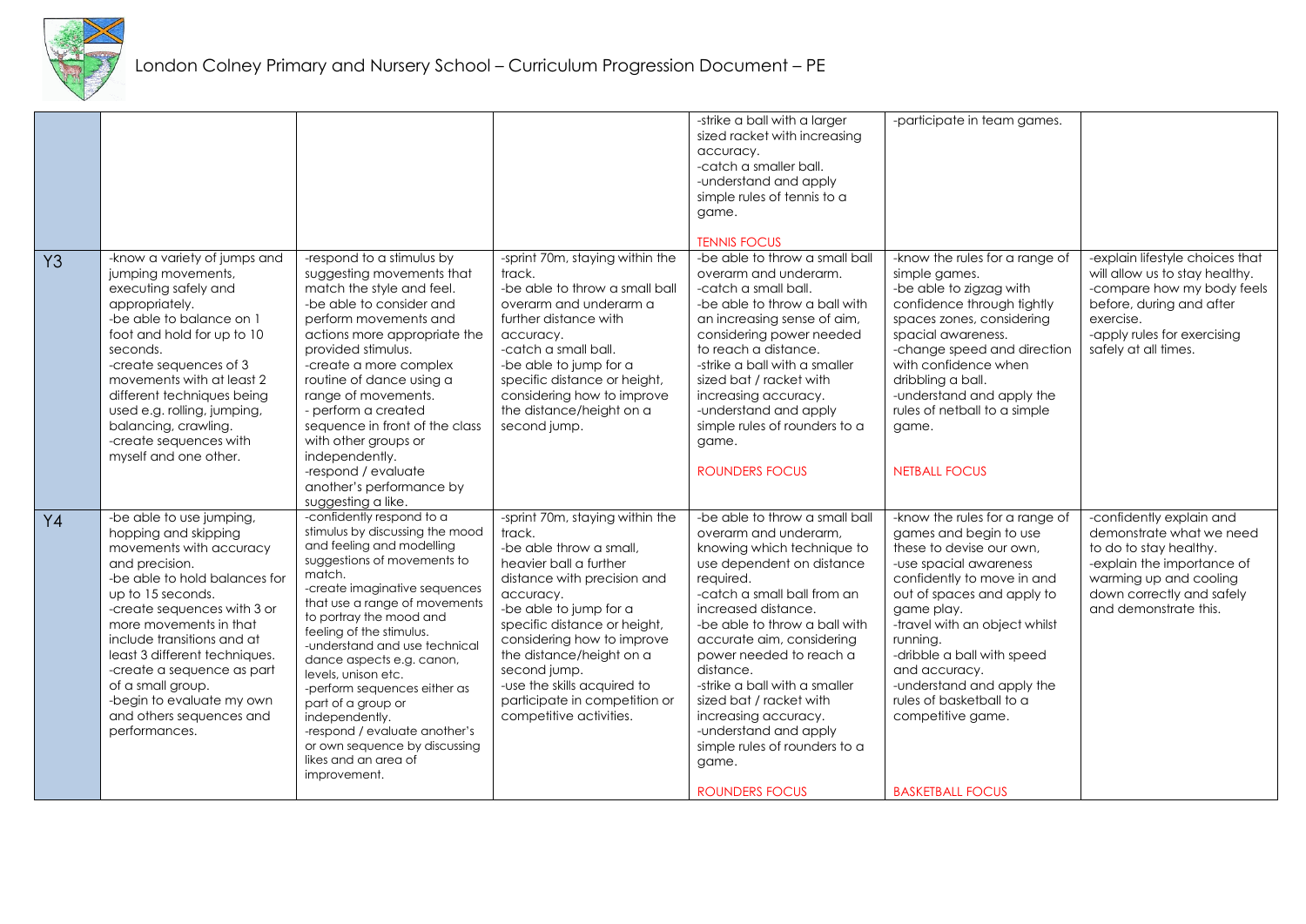| | | | | | | |
|---|---|---|---|---|---|---|
| | | | | -strike a ball with a larger sized racket with increasing accuracy.<br>-catch a smaller ball.<br>-understand and apply simple rules of tennis to a game.<br><br>TENNIS FOCUS | -participate in team games. | |
| Y3 | -know a variety of jumps and jumping movements, executing safely and appropriately.<br>-be able to balance on 1 foot and hold for up to 10 seconds.<br>-create sequences of 3 movements with at least 2 different techniques being used e.g. rolling, jumping, balancing, crawling.<br>-create sequences with myself and one other. | -respond to a stimulus by suggesting movements that match the style and feel.<br>-be able to consider and perform movements and actions more appropriate the provided stimulus.<br>-create a more complex routine of dance using a range of movements.<br>- perform a created sequence in front of the class with other groups or independently.<br>-respond / evaluate another's performance by suggesting a like. | -sprint 70m, staying within the track.<br>-be able to throw a small ball overarm and underarm a further distance with accuracy.<br>-catch a small ball.<br>-be able to jump for a specific distance or height, considering how to improve the distance/height on a second jump. | -be able to throw a small ball overarm and underarm.<br>-catch a small ball.<br>-be able to throw a ball with an increasing sense of aim, considering power needed to reach a distance.<br>-strike a ball with a smaller sized bat / racket with increasing accuracy.<br>-understand and apply simple rules of rounders to a game.<br><br>ROUNDERS FOCUS | -know the rules for a range of simple games.<br>-be able to zigzag with confidence through tightly spaces zones, considering spacial awareness.<br>-change speed and direction with confidence when dribbling a ball.<br>-understand and apply the rules of netball to a simple game.<br><br>NETBALL FOCUS | -explain lifestyle choices that will allow us to stay healthy.<br>-compare how my body feels before, during and after exercise.<br>-apply rules for exercising safely at all times. |
| Y4 | -be able to use jumping, hopping and skipping movements with accuracy and precision.<br>-be able to hold balances for up to 15 seconds.<br>-create sequences with 3 or more movements in that include transitions and at least 3 different techniques.<br>-create a sequence as part of a small group.<br>-begin to evaluate my own and others sequences and performances. | -confidently respond to a stimulus by discussing the mood and feeling and modelling suggestions of movements to match.<br>-create imaginative sequences that use a range of movements to portray the mood and feeling of the stimulus.<br>-understand and use technical dance aspects e.g. canon, levels, unison etc.<br>-perform sequences either as part of a group or independently.<br>-respond / evaluate another's or own sequence by discussing likes and an area of improvement. | -sprint 70m, staying within the track.<br>-be able throw a small, heavier ball a further distance with precision and accuracy.<br>-be able to jump for a specific distance or height, considering how to improve the distance/height on a second jump.<br>-use the skills acquired to participate in competition or competitive activities. | -be able to throw a small ball overarm and underarm, knowing which technique to use dependent on distance required.<br>-catch a small ball from an increased distance.<br>-be able to throw a ball with accurate aim, considering power needed to reach a distance.<br>-strike a ball with a smaller sized bat / racket with increasing accuracy.<br>-understand and apply simple rules of rounders to a game.<br><br>ROUNDERS FOCUS | -know the rules for a range of games and begin to use these to devise our own,<br>-use spacial awareness confidently to move in and out of spaces and apply to game play.<br>-travel with an object whilst running.<br>-dribble a ball with speed and accuracy.<br>-understand and apply the rules of basketball to a competitive game.<br><br>BASKETBALL FOCUS | -confidently explain and demonstrate what we need to do to stay healthy.<br>-explain the importance of warming up and cooling down correctly and safely and demonstrate this. |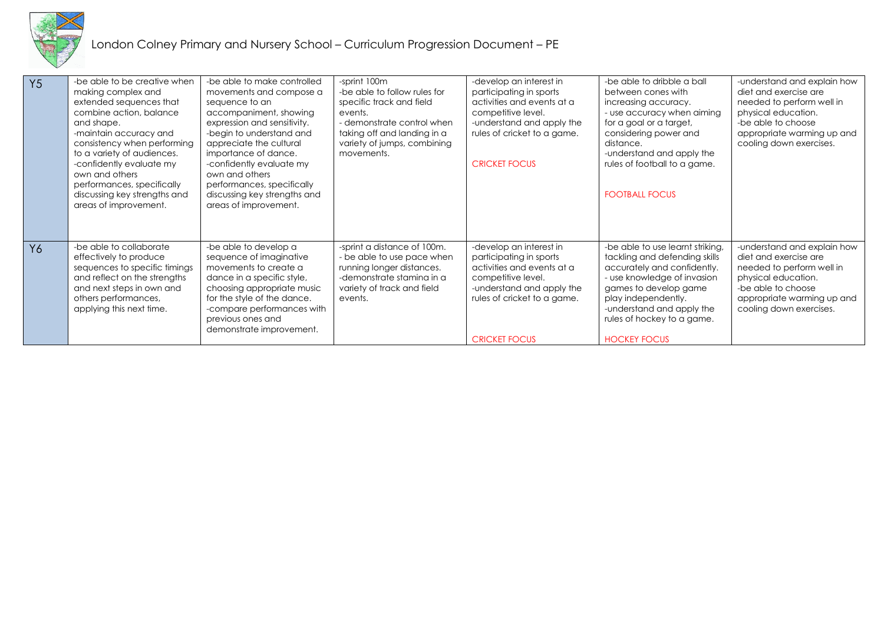London Colney Primary and Nursery School – Curriculum Progression Document – PE

| | | | | | | |
|---|---|---|---|---|---|---|
| Y5 | -be able to be creative when making complex and extended sequences that combine action, balance and shape.<br>-maintain accuracy and consistency when performing to a variety of audiences.<br>-confidently evaluate my own and others performances, specifically discussing key strengths and areas of improvement. | -be able to make controlled movements and compose a sequence to an accompaniment, showing expression and sensitivity.<br>-begin to understand and appreciate the cultural importance of dance.<br>-confidently evaluate my own and others performances, specifically discussing key strengths and areas of improvement. | -sprint 100m<br>-be able to follow rules for specific track and field events.<br>- demonstrate control when taking off and landing in a variety of jumps, combining movements. | -develop an interest in participating in sports activities and events at a competitive level.<br>-understand and apply the rules of cricket to a game.<br><br>CRICKET FOCUS | -be able to dribble a ball between cones with increasing accuracy.<br>- use accuracy when aiming for a goal or a target, considering power and distance.<br>-understand and apply the rules of football to a game.<br><br>FOOTBALL FOCUS | -understand and explain how diet and exercise are needed to perform well in physical education.<br>-be able to choose appropriate warming up and cooling down exercises. |
| Y6 | -be able to collaborate effectively to produce sequences to specific timings and reflect on the strengths and next steps in own and others performances, applying this next time. | -be able to develop a sequence of imaginative movements to create a dance in a specific style, choosing appropriate music for the style of the dance.<br>-compare performances with previous ones and demonstrate improvement. | -sprint a distance of 100m.<br>- be able to use pace when running longer distances.<br>-demonstrate stamina in a variety of track and field events. | -develop an interest in participating in sports activities and events at a competitive level.<br>-understand and apply the rules of cricket to a game.<br><br>CRICKET FOCUS | -be able to use learnt striking, tackling and defending skills accurately and confidently.<br>- use knowledge of invasion games to develop game play independently.<br>-understand and apply the rules of hockey to a game.<br><br>HOCKEY FOCUS | -understand and explain how diet and exercise are needed to perform well in physical education.<br>-be able to choose appropriate warming up and cooling down exercises. |